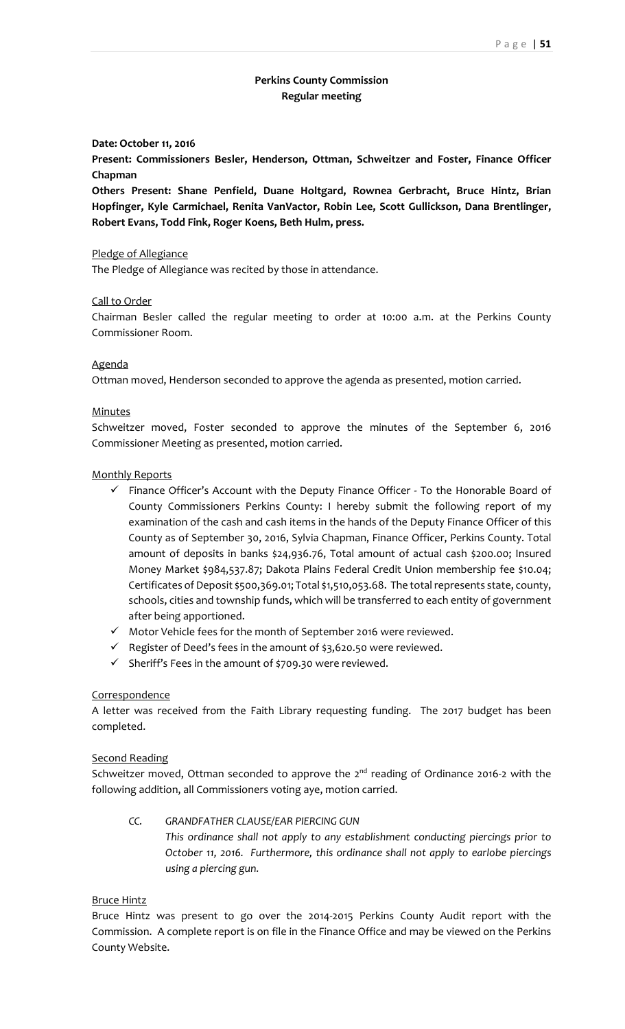**Perkins County Commission**
**Regular meeting**

**Date: October 11, 2016**

**Present: Commissioners Besler, Henderson, Ottman, Schweitzer and Foster, Finance Officer Chapman**

**Others Present: Shane Penfield, Duane Holtgard, Rownea Gerbracht, Bruce Hintz, Brian Hopfinger, Kyle Carmichael, Renita VanVactor, Robin Lee, Scott Gullickson, Dana Brentlinger, Robert Evans, Todd Fink, Roger Koens, Beth Hulm, press.**

Pledge of Allegiance

The Pledge of Allegiance was recited by those in attendance.

Call to Order

Chairman Besler called the regular meeting to order at 10:00 a.m. at the Perkins County Commissioner Room.

Agenda

Ottman moved, Henderson seconded to approve the agenda as presented, motion carried.

Minutes

Schweitzer moved, Foster seconded to approve the minutes of the September 6, 2016 Commissioner Meeting as presented, motion carried.

Monthly Reports

- ✓ Finance Officer's Account with the Deputy Finance Officer - To the Honorable Board of County Commissioners Perkins County: I hereby submit the following report of my examination of the cash and cash items in the hands of the Deputy Finance Officer of this County as of September 30, 2016, Sylvia Chapman, Finance Officer, Perkins County. Total amount of deposits in banks $24,936.76, Total amount of actual cash $200.00; Insured Money Market $984,537.87; Dakota Plains Federal Credit Union membership fee $10.04; Certificates of Deposit $500,369.01; Total $1,510,053.68. The total represents state, county, schools, cities and township funds, which will be transferred to each entity of government after being apportioned.
- ✓ Motor Vehicle fees for the month of September 2016 were reviewed.
- ✓ Register of Deed's fees in the amount of $3,620.50 were reviewed.
- ✓ Sheriff's Fees in the amount of $709.30 were reviewed.

Correspondence

A letter was received from the Faith Library requesting funding. The 2017 budget has been completed.

Second Reading

Schweitzer moved, Ottman seconded to approve the 2nd reading of Ordinance 2016-2 with the following addition, all Commissioners voting aye, motion carried.

*CC. GRANDFATHER CLAUSE/EAR PIERCING GUN*

*This ordinance shall not apply to any establishment conducting piercings prior to October 11, 2016. Furthermore, this ordinance shall not apply to earlobe piercings using a piercing gun.*

Bruce Hintz

Bruce Hintz was present to go over the 2014-2015 Perkins County Audit report with the Commission. A complete report is on file in the Finance Office and may be viewed on the Perkins County Website.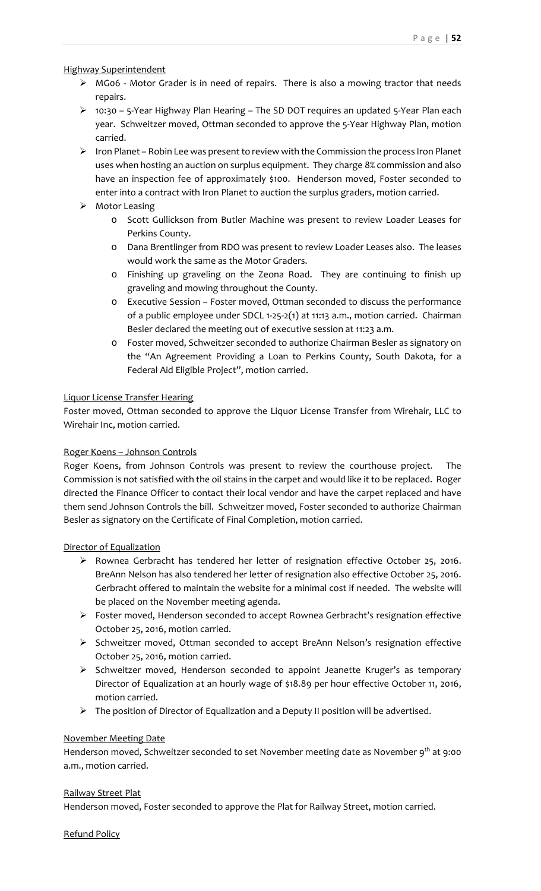Highway Superintendent

- MG06 - Motor Grader is in need of repairs. There is also a mowing tractor that needs repairs.
- 10:30 – 5-Year Highway Plan Hearing – The SD DOT requires an updated 5-Year Plan each year. Schweitzer moved, Ottman seconded to approve the 5-Year Highway Plan, motion carried.
- Iron Planet – Robin Lee was present to review with the Commission the process Iron Planet uses when hosting an auction on surplus equipment. They charge 8% commission and also have an inspection fee of approximately $100. Henderson moved, Foster seconded to enter into a contract with Iron Planet to auction the surplus graders, motion carried.
- Motor Leasing
  - Scott Gullickson from Butler Machine was present to review Loader Leases for Perkins County.
  - Dana Brentlinger from RDO was present to review Loader Leases also. The leases would work the same as the Motor Graders.
  - Finishing up graveling on the Zeona Road. They are continuing to finish up graveling and mowing throughout the County.
  - Executive Session – Foster moved, Ottman seconded to discuss the performance of a public employee under SDCL 1-25-2(1) at 11:13 a.m., motion carried. Chairman Besler declared the meeting out of executive session at 11:23 a.m.
  - Foster moved, Schweitzer seconded to authorize Chairman Besler as signatory on the "An Agreement Providing a Loan to Perkins County, South Dakota, for a Federal Aid Eligible Project", motion carried.

Liquor License Transfer Hearing

Foster moved, Ottman seconded to approve the Liquor License Transfer from Wirehair, LLC to Wirehair Inc, motion carried.

Roger Koens – Johnson Controls

Roger Koens, from Johnson Controls was present to review the courthouse project. The Commission is not satisfied with the oil stains in the carpet and would like it to be replaced. Roger directed the Finance Officer to contact their local vendor and have the carpet replaced and have them send Johnson Controls the bill. Schweitzer moved, Foster seconded to authorize Chairman Besler as signatory on the Certificate of Final Completion, motion carried.

Director of Equalization

- Rownea Gerbracht has tendered her letter of resignation effective October 25, 2016. BreAnn Nelson has also tendered her letter of resignation also effective October 25, 2016. Gerbracht offered to maintain the website for a minimal cost if needed. The website will be placed on the November meeting agenda.
- Foster moved, Henderson seconded to accept Rownea Gerbracht's resignation effective October 25, 2016, motion carried.
- Schweitzer moved, Ottman seconded to accept BreAnn Nelson's resignation effective October 25, 2016, motion carried.
- Schweitzer moved, Henderson seconded to appoint Jeanette Kruger's as temporary Director of Equalization at an hourly wage of $18.89 per hour effective October 11, 2016, motion carried.
- The position of Director of Equalization and a Deputy II position will be advertised.

November Meeting Date

Henderson moved, Schweitzer seconded to set November meeting date as November 9th at 9:00 a.m., motion carried.

Railway Street Plat

Henderson moved, Foster seconded to approve the Plat for Railway Street, motion carried.

Refund Policy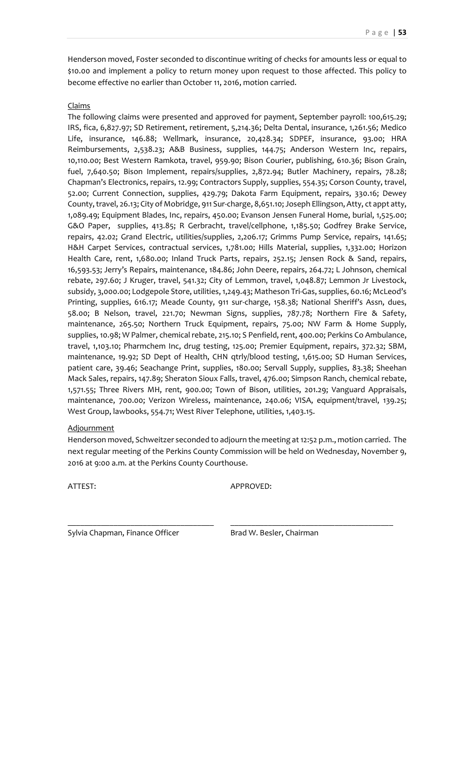Henderson moved, Foster seconded to discontinue writing of checks for amounts less or equal to $10.00 and implement a policy to return money upon request to those affected. This policy to become effective no earlier than October 11, 2016, motion carried.

Claims

The following claims were presented and approved for payment, September payroll: 100,615.29; IRS, fica, 6,827.97; SD Retirement, retirement, 5,214.36; Delta Dental, insurance, 1,261.56; Medico Life, insurance, 146.88; Wellmark, insurance, 20,428.34; SDPEF, insurance, 93.00; HRA Reimbursements, 2,538.23; A&B Business, supplies, 144.75; Anderson Western Inc, repairs, 10,110.00; Best Western Ramkota, travel, 959.90; Bison Courier, publishing, 610.36; Bison Grain, fuel, 7,640.50; Bison Implement, repairs/supplies, 2,872.94; Butler Machinery, repairs, 78.28; Chapman's Electronics, repairs, 12.99; Contractors Supply, supplies, 554.35; Corson County, travel, 52.00; Current Connection, supplies, 429.79; Dakota Farm Equipment, repairs, 330.16; Dewey County, travel, 26.13; City of Mobridge, 911 Sur-charge, 8,651.10; Joseph Ellingson, Atty, ct appt atty, 1,089.49; Equipment Blades, Inc, repairs, 450.00; Evanson Jensen Funeral Home, burial, 1,525.00; G&O Paper, supplies, 413.85; R Gerbracht, travel/cellphone, 1,185.50; Godfrey Brake Service, repairs, 42.02; Grand Electric, utilities/supplies, 2,206.17; Grimms Pump Service, repairs, 141.65; H&H Carpet Services, contractual services, 1,781.00; Hills Material, supplies, 1,332.00; Horizon Health Care, rent, 1,680.00; Inland Truck Parts, repairs, 252.15; Jensen Rock & Sand, repairs, 16,593.53; Jerry's Repairs, maintenance, 184.86; John Deere, repairs, 264.72; L Johnson, chemical rebate, 297.60; J Kruger, travel, 541.32; City of Lemmon, travel, 1,048.87; Lemmon Jr Livestock, subsidy, 3,000.00; Lodgepole Store, utilities, 1,249.43; Matheson Tri-Gas, supplies, 60.16; McLeod's Printing, supplies, 616.17; Meade County, 911 sur-charge, 158.38; National Sheriff's Assn, dues, 58.00; B Nelson, travel, 221.70; Newman Signs, supplies, 787.78; Northern Fire & Safety, maintenance, 265.50; Northern Truck Equipment, repairs, 75.00; NW Farm & Home Supply, supplies, 10.98; W Palmer, chemical rebate, 215.10; S Penfield, rent, 400.00; Perkins Co Ambulance, travel, 1,103.10; Pharmchem Inc, drug testing, 125.00; Premier Equipment, repairs, 372.32; SBM, maintenance, 19.92; SD Dept of Health, CHN qtrly/blood testing, 1,615.00; SD Human Services, patient care, 39.46; Seachange Print, supplies, 180.00; Servall Supply, supplies, 83.38; Sheehan Mack Sales, repairs, 147.89; Sheraton Sioux Falls, travel, 476.00; Simpson Ranch, chemical rebate, 1,571.55; Three Rivers MH, rent, 900.00; Town of Bison, utilities, 201.29; Vanguard Appraisals, maintenance, 700.00; Verizon Wireless, maintenance, 240.06; VISA, equipment/travel, 139.25; West Group, lawbooks, 554.71; West River Telephone, utilities, 1,403.15.

Adjournment

Henderson moved, Schweitzer seconded to adjourn the meeting at 12:52 p.m., motion carried. The next regular meeting of the Perkins County Commission will be held on Wednesday, November 9, 2016 at 9:00 a.m. at the Perkins County Courthouse.

ATTEST: APPROVED:

\_\_\_\_\_\_\_\_\_\_\_\_\_\_\_\_\_\_\_\_\_\_\_\_\_\_\_\_\_\_\_\_\_\_ \_\_\_\_\_\_\_\_\_\_\_\_\_\_\_\_\_\_\_\_\_\_\_\_\_\_\_\_\_\_\_\_\_\_\_\_\_\_

Sylvia Chapman, Finance Officer Brad W. Besler, Chairman